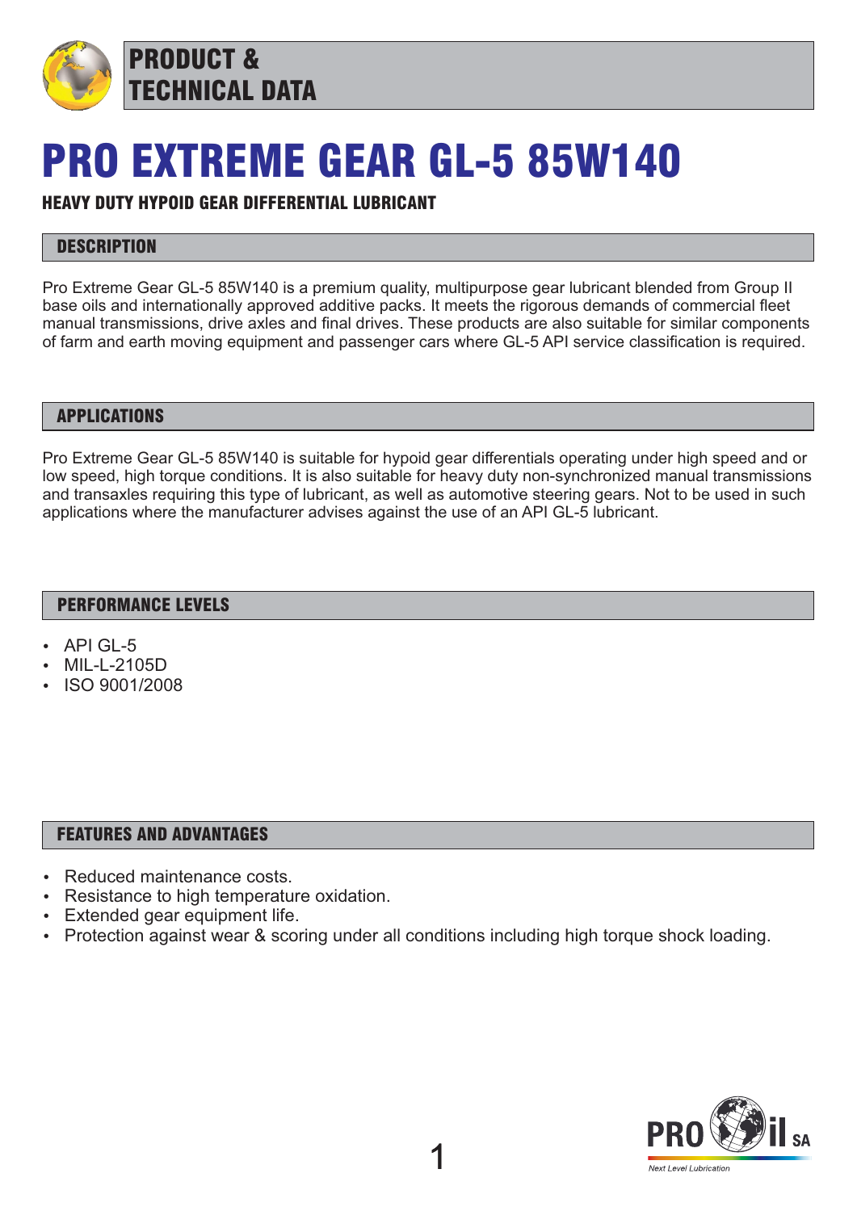# PRODUCT & TECHNICAL DATA

# PRO EXTREME GEAR GL-5 85W140

### HEAVY DUTY HYPOID GEAR DIFFERENTIAL LUBRICANT

## DESCRIPTION

Pro Extreme Gear GL-5 85W140 is a premium quality, multipurpose gear lubricant blended from Group II base oils and internationally approved additive packs. It meets the rigorous demands of commercial fleet manual transmissions, drive axles and final drives. These products are also suitable for similar components of farm and earth moving equipment and passenger cars where GL-5 API service classification is required.

## APPLICATIONS

Pro Extreme Gear GL-5 85W140 is suitable for hypoid gear differentials operating under high speed and or low speed, high torque conditions. It is also suitable for heavy duty non-synchronized manual transmissions and transaxles requiring this type of lubricant, as well as automotive steering gears. Not to be used in such applications where the manufacturer advises against the use of an API GL-5 lubricant.

## PERFORMANCE LEVELS

- API GL-5
- MIL-L-2105D
- ISO 9001/2008

## FEATURES AND ADVANTAGES

- Reduced maintenance costs.
- Resistance to high temperature oxidation.
- Extended gear equipment life.
- Protection against wear & scoring under all conditions including high torque shock loading.

PRO Oil SA
Next Level Lubrication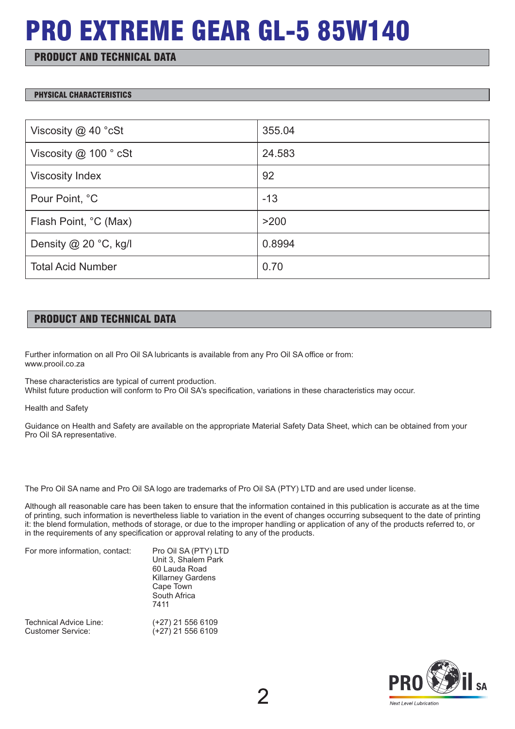# PRO EXTREME GEAR GL-5 85W140

## PRODUCT AND TECHNICAL DATA

### PHYSICAL CHARACTERISTICS

| | |
|---|---|
| Viscosity @ 40 °cSt | 355.04 |
| Viscosity @ 100 ° cSt | 24.583 |
| Viscosity Index | 92 |
| Pour Point, °C | -13 |
| Flash Point, °C (Max) | >200 |
| Density @ 20 °C, kg/l | 0.8994 |
| Total Acid Number | 0.70 |

## PRODUCT AND TECHNICAL DATA

Further information on all Pro Oil SA lubricants is available from any Pro Oil SA office or from:
www.prooil.co.za

These characteristics are typical of current production.
Whilst future production will conform to Pro Oil SA's specification, variations in these characteristics may occur.

Health and Safety

Guidance on Health and Safety are available on the appropriate Material Safety Data Sheet, which can be obtained from your Pro Oil SA representative.

The Pro Oil SA name and Pro Oil SA logo are trademarks of Pro Oil SA (PTY) LTD and are used under license.

Although all reasonable care has been taken to ensure that the information contained in this publication is accurate as at the time of printing, such information is nevertheless liable to variation in the event of changes occurring subsequent to the date of printing it: the blend formulation, methods of storage, or due to the improper handling or application of any of the products referred to, or in the requirements of any specification or approval relating to any of the products.

For more information, contact:
Pro Oil SA (PTY) LTD
Unit 3, Shalem Park
60 Lauda Road
Killarney Gardens
Cape Town
South Africa
7411

Technical Advice Line: (+27) 21 556 6109
Customer Service: (+27) 21 556 6109

PRO Oil SA
Next Level Lubrication